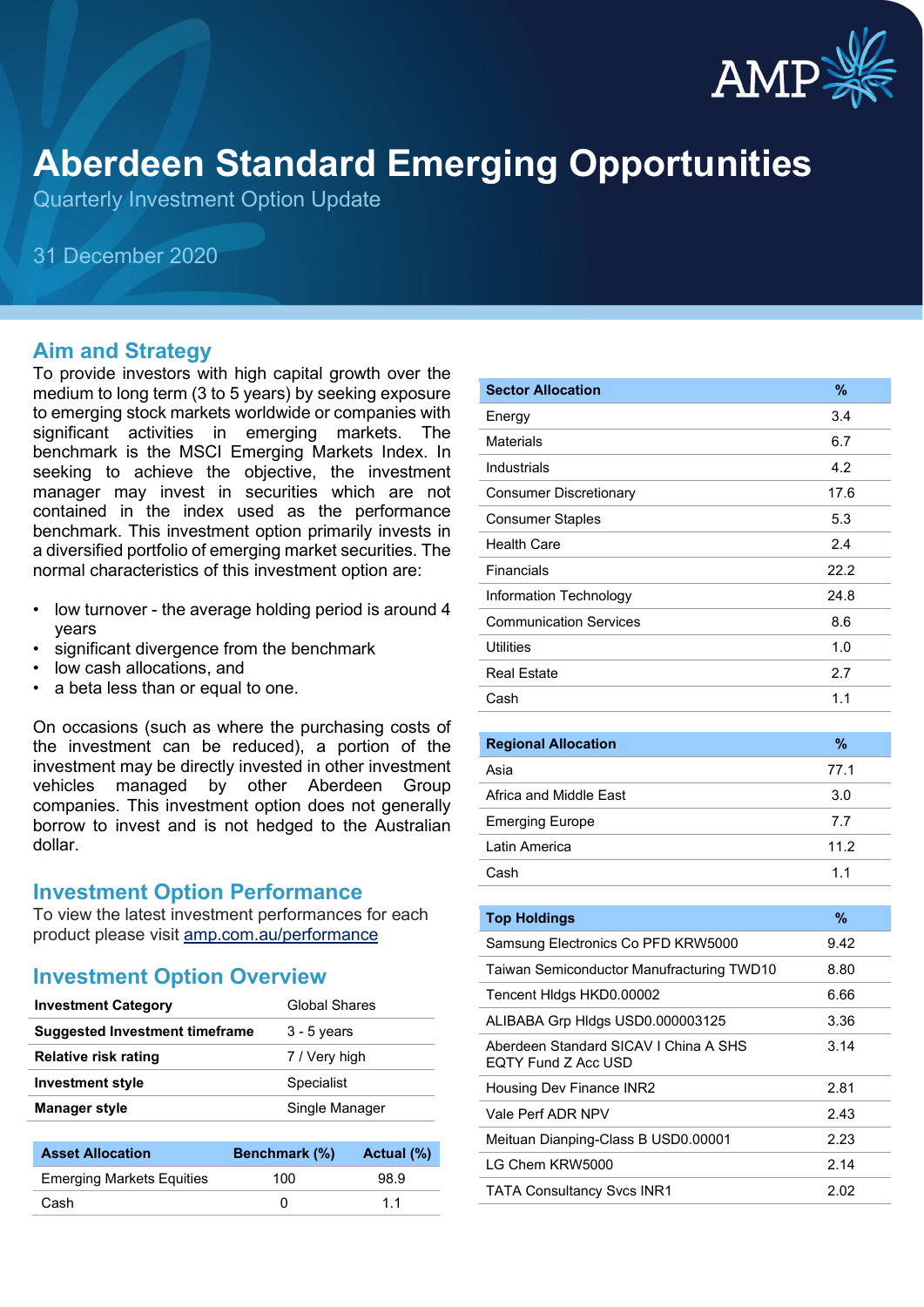# Aberdeen Standard Emerging Opportunities

Quarterly Investment Option Update

31 December 2020

## Aim and Strategy

To provide investors with high capital growth over the medium to long term (3 to 5 years) by seeking exposure to emerging stock markets worldwide or companies with significant activities in emerging markets. The benchmark is the MSCI Emerging Markets Index. In seeking to achieve the objective, the investment manager may invest in securities which are not contained in the index used as the performance benchmark. This investment option primarily invests in a diversified portfolio of emerging market securities. The normal characteristics of this investment option are:

- low turnover - the average holding period is around 4 years
- significant divergence from the benchmark
- low cash allocations, and
- a beta less than or equal to one.

On occasions (such as where the purchasing costs of the investment can be reduced), a portion of the investment may be directly invested in other investment vehicles managed by other Aberdeen Group companies. This investment option does not generally borrow to invest and is not hedged to the Australian dollar.

## Investment Option Performance

To view the latest investment performances for each product please visit amp.com.au/performance

## Investment Option Overview

| | |
|---|---|
| **Investment Category** | Global Shares |
| **Suggested Investment timeframe** | 3 - 5 years |
| **Relative risk rating** | 7 / Very high |
| **Investment style** | Specialist |
| **Manager style** | Single Manager |

| Asset Allocation | Benchmark (%) | Actual (%) |
|---|---|---|
| Emerging Markets Equities | 100 | 98.9 |
| Cash | 0 | 1.1 |

| Sector Allocation | % |
|---|---|
| Energy | 3.4 |
| Materials | 6.7 |
| Industrials | 4.2 |
| Consumer Discretionary | 17.6 |
| Consumer Staples | 5.3 |
| Health Care | 2.4 |
| Financials | 22.2 |
| Information Technology | 24.8 |
| Communication Services | 8.6 |
| Utilities | 1.0 |
| Real Estate | 2.7 |
| Cash | 1.1 |

| Regional Allocation | % |
|---|---|
| Asia | 77.1 |
| Africa and Middle East | 3.0 |
| Emerging Europe | 7.7 |
| Latin America | 11.2 |
| Cash | 1.1 |

| Top Holdings | % |
|---|---|
| Samsung Electronics Co PFD KRW5000 | 9.42 |
| Taiwan Semiconductor Manufracturing TWD10 | 8.80 |
| Tencent Hldgs HKD0.00002 | 6.66 |
| ALIBABA Grp Hldgs USD0.000003125 | 3.36 |
| Aberdeen Standard SICAV I China A SHS EQTY Fund Z Acc USD | 3.14 |
| Housing Dev Finance INR2 | 2.81 |
| Vale Perf ADR NPV | 2.43 |
| Meituan Dianping-Class B USD0.00001 | 2.23 |
| LG Chem KRW5000 | 2.14 |
| TATA Consultancy Svcs INR1 | 2.02 |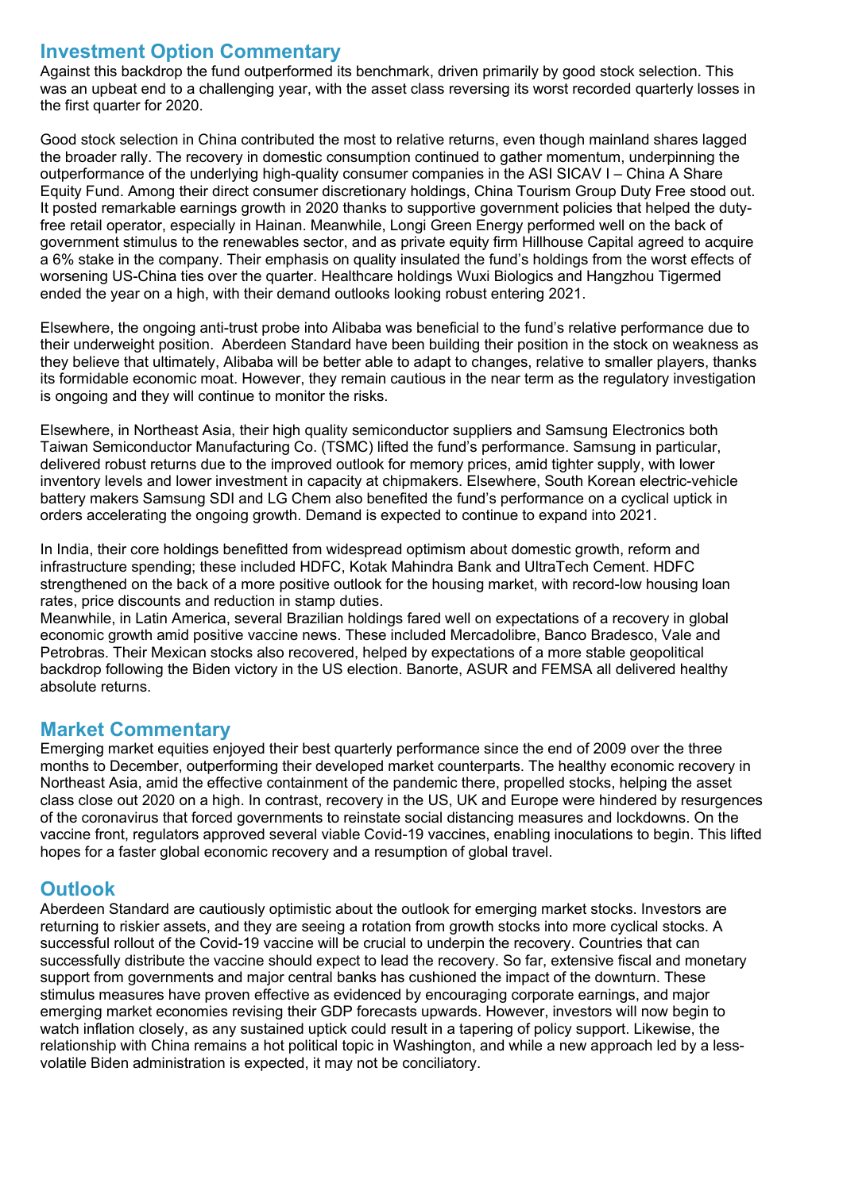## Investment Option Commentary

Against this backdrop the fund outperformed its benchmark, driven primarily by good stock selection. This was an upbeat end to a challenging year, with the asset class reversing its worst recorded quarterly losses in the first quarter for 2020.

Good stock selection in China contributed the most to relative returns, even though mainland shares lagged the broader rally. The recovery in domestic consumption continued to gather momentum, underpinning the outperformance of the underlying high-quality consumer companies in the ASI SICAV I – China A Share Equity Fund. Among their direct consumer discretionary holdings, China Tourism Group Duty Free stood out. It posted remarkable earnings growth in 2020 thanks to supportive government policies that helped the duty-free retail operator, especially in Hainan. Meanwhile, Longi Green Energy performed well on the back of government stimulus to the renewables sector, and as private equity firm Hillhouse Capital agreed to acquire a 6% stake in the company. Their emphasis on quality insulated the fund's holdings from the worst effects of worsening US-China ties over the quarter. Healthcare holdings Wuxi Biologics and Hangzhou Tigermed ended the year on a high, with their demand outlooks looking robust entering 2021.

Elsewhere, the ongoing anti-trust probe into Alibaba was beneficial to the fund's relative performance due to their underweight position. Aberdeen Standard have been building their position in the stock on weakness as they believe that ultimately, Alibaba will be better able to adapt to changes, relative to smaller players, thanks its formidable economic moat. However, they remain cautious in the near term as the regulatory investigation is ongoing and they will continue to monitor the risks.

Elsewhere, in Northeast Asia, their high quality semiconductor suppliers and Samsung Electronics both Taiwan Semiconductor Manufacturing Co. (TSMC) lifted the fund's performance. Samsung in particular, delivered robust returns due to the improved outlook for memory prices, amid tighter supply, with lower inventory levels and lower investment in capacity at chipmakers. Elsewhere, South Korean electric-vehicle battery makers Samsung SDI and LG Chem also benefited the fund's performance on a cyclical uptick in orders accelerating the ongoing growth. Demand is expected to continue to expand into 2021.

In India, their core holdings benefitted from widespread optimism about domestic growth, reform and infrastructure spending; these included HDFC, Kotak Mahindra Bank and UltraTech Cement. HDFC strengthened on the back of a more positive outlook for the housing market, with record-low housing loan rates, price discounts and reduction in stamp duties.

Meanwhile, in Latin America, several Brazilian holdings fared well on expectations of a recovery in global economic growth amid positive vaccine news. These included Mercadolibre, Banco Bradesco, Vale and Petrobras. Their Mexican stocks also recovered, helped by expectations of a more stable geopolitical backdrop following the Biden victory in the US election. Banorte, ASUR and FEMSA all delivered healthy absolute returns.

## Market Commentary

Emerging market equities enjoyed their best quarterly performance since the end of 2009 over the three months to December, outperforming their developed market counterparts. The healthy economic recovery in Northeast Asia, amid the effective containment of the pandemic there, propelled stocks, helping the asset class close out 2020 on a high. In contrast, recovery in the US, UK and Europe were hindered by resurgences of the coronavirus that forced governments to reinstate social distancing measures and lockdowns. On the vaccine front, regulators approved several viable Covid-19 vaccines, enabling inoculations to begin. This lifted hopes for a faster global economic recovery and a resumption of global travel.

## Outlook

Aberdeen Standard are cautiously optimistic about the outlook for emerging market stocks. Investors are returning to riskier assets, and they are seeing a rotation from growth stocks into more cyclical stocks. A successful rollout of the Covid-19 vaccine will be crucial to underpin the recovery. Countries that can successfully distribute the vaccine should expect to lead the recovery. So far, extensive fiscal and monetary support from governments and major central banks has cushioned the impact of the downturn. These stimulus measures have proven effective as evidenced by encouraging corporate earnings, and major emerging market economies revising their GDP forecasts upwards. However, investors will now begin to watch inflation closely, as any sustained uptick could result in a tapering of policy support. Likewise, the relationship with China remains a hot political topic in Washington, and while a new approach led by a less-volatile Biden administration is expected, it may not be conciliatory.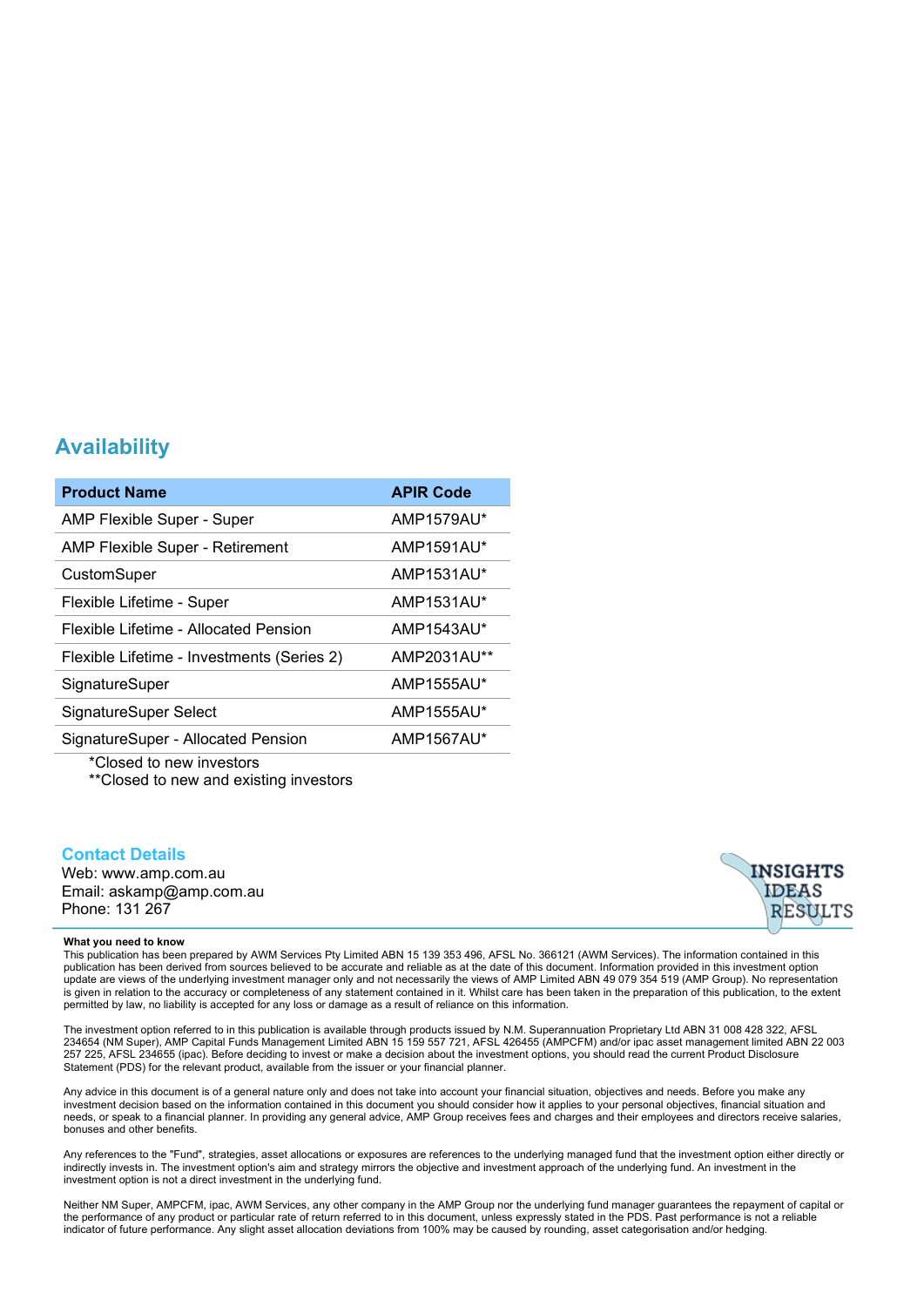## Availability

| Product Name | APIR Code |
|---|---|
| AMP Flexible Super - Super | AMP1579AU* |
| AMP Flexible Super - Retirement | AMP1591AU* |
| CustomSuper | AMP1531AU* |
| Flexible Lifetime - Super | AMP1531AU* |
| Flexible Lifetime - Allocated Pension | AMP1543AU* |
| Flexible Lifetime - Investments (Series 2) | AMP2031AU** |
| SignatureSuper | AMP1555AU* |
| SignatureSuper Select | AMP1555AU* |
| SignatureSuper - Allocated Pension | AMP1567AU* |

*Closed to new investors
**Closed to new and existing investors

### Contact Details

Web: www.amp.com.au
Email: askamp@amp.com.au
Phone: 131 267

INSIGHTS
IDEAS
RESULTS

**What you need to know**

This publication has been prepared by AWM Services Pty Limited ABN 15 139 353 496, AFSL No. 366121 (AWM Services). The information contained in this publication has been derived from sources believed to be accurate and reliable as at the date of this document. Information provided in this investment option update are views of the underlying investment manager only and not necessarily the views of AMP Limited ABN 49 079 354 519 (AMP Group). No representation is given in relation to the accuracy or completeness of any statement contained in it. Whilst care has been taken in the preparation of this publication, to the extent permitted by law, no liability is accepted for any loss or damage as a result of reliance on this information.

The investment option referred to in this publication is available through products issued by N.M. Superannuation Proprietary Ltd ABN 31 008 428 322, AFSL 234654 (NM Super), AMP Capital Funds Management Limited ABN 15 159 557 721, AFSL 426455 (AMPCFM) and/or ipac asset management limited ABN 22 003 257 225, AFSL 234655 (ipac). Before deciding to invest or make a decision about the investment options, you should read the current Product Disclosure Statement (PDS) for the relevant product, available from the issuer or your financial planner.

Any advice in this document is of a general nature only and does not take into account your financial situation, objectives and needs. Before you make any investment decision based on the information contained in this document you should consider how it applies to your personal objectives, financial situation and needs, or speak to a financial planner. In providing any general advice, AMP Group receives fees and charges and their employees and directors receive salaries, bonuses and other benefits.

Any references to the "Fund", strategies, asset allocations or exposures are references to the underlying managed fund that the investment option either directly or indirectly invests in. The investment option's aim and strategy mirrors the objective and investment approach of the underlying fund. An investment in the investment option is not a direct investment in the underlying fund.

Neither NM Super, AMPCFM, ipac, AWM Services, any other company in the AMP Group nor the underlying fund manager guarantees the repayment of capital or the performance of any product or particular rate of return referred to in this document, unless expressly stated in the PDS. Past performance is not a reliable indicator of future performance. Any slight asset allocation deviations from 100% may be caused by rounding, asset categorisation and/or hedging.